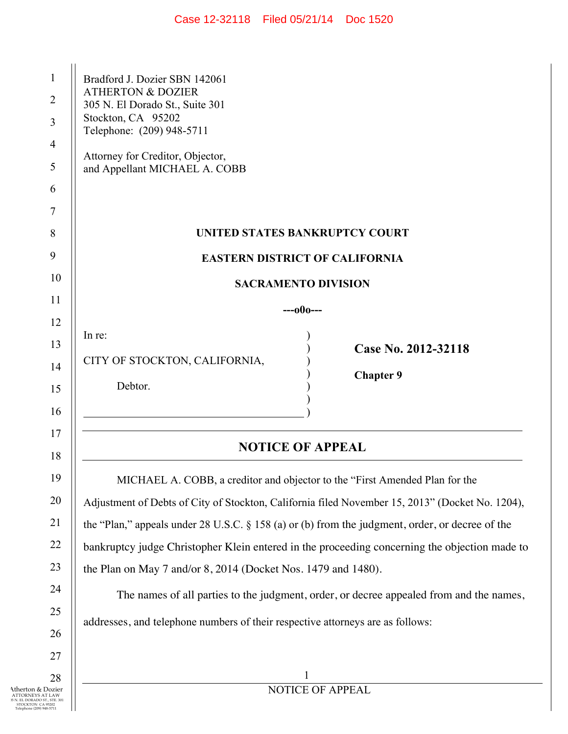Bradford J. Dozier SBN 142061
ATHERTON & DOZIER
305 N. El Dorado St., Suite 301
Stockton, CA 95202
Telephone: (209) 948-5711

Attorney for Creditor, Objector,
and Appellant MICHAEL A. COBB

**UNITED STATES BANKRUPTCY COURT**

**EASTERN DISTRICT OF CALIFORNIA**

**SACRAMENTO DIVISION**

**---o0o---**

In re:

CITY OF STOCKTON, CALIFORNIA,

Debtor.

**Case No. 2012-32118**

**Chapter 9**

## NOTICE OF APPEAL

MICHAEL A. COBB, a creditor and objector to the "First Amended Plan for the Adjustment of Debts of City of Stockton, California filed November 15, 2013" (Docket No. 1204), the "Plan," appeals under 28 U.S.C. § 158 (a) or (b) from the judgment, order, or decree of the bankruptcy judge Christopher Klein entered in the proceeding concerning the objection made to the Plan on May 7 and/or 8, 2014 (Docket Nos. 1479 and 1480).

The names of all parties to the judgment, order, or decree appealed from and the names, addresses, and telephone numbers of their respective attorneys are as follows: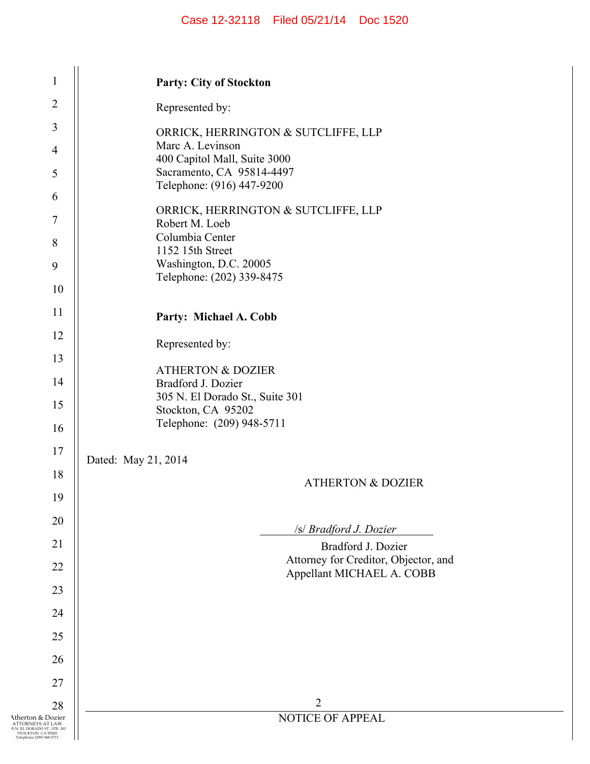**Party: City of Stockton**

Represented by:

ORRICK, HERRINGTON & SUTCLIFFE, LLP
Marc A. Levinson
400 Capitol Mall, Suite 3000
Sacramento, CA 95814-4497
Telephone: (916) 447-9200

ORRICK, HERRINGTON & SUTCLIFFE, LLP
Robert M. Loeb
Columbia Center
1152 15th Street
Washington, D.C. 20005
Telephone: (202) 339-8475

**Party: Michael A. Cobb**

Represented by:

ATHERTON & DOZIER
Bradford J. Dozier
305 N. El Dorado St., Suite 301
Stockton, CA 95202
Telephone: (209) 948-5711

Dated: May 21, 2014

ATHERTON & DOZIER

/s/ *Bradford J. Dozier*

Bradford J. Dozier
Attorney for Creditor, Objector, and Appellant MICHAEL A. COBB